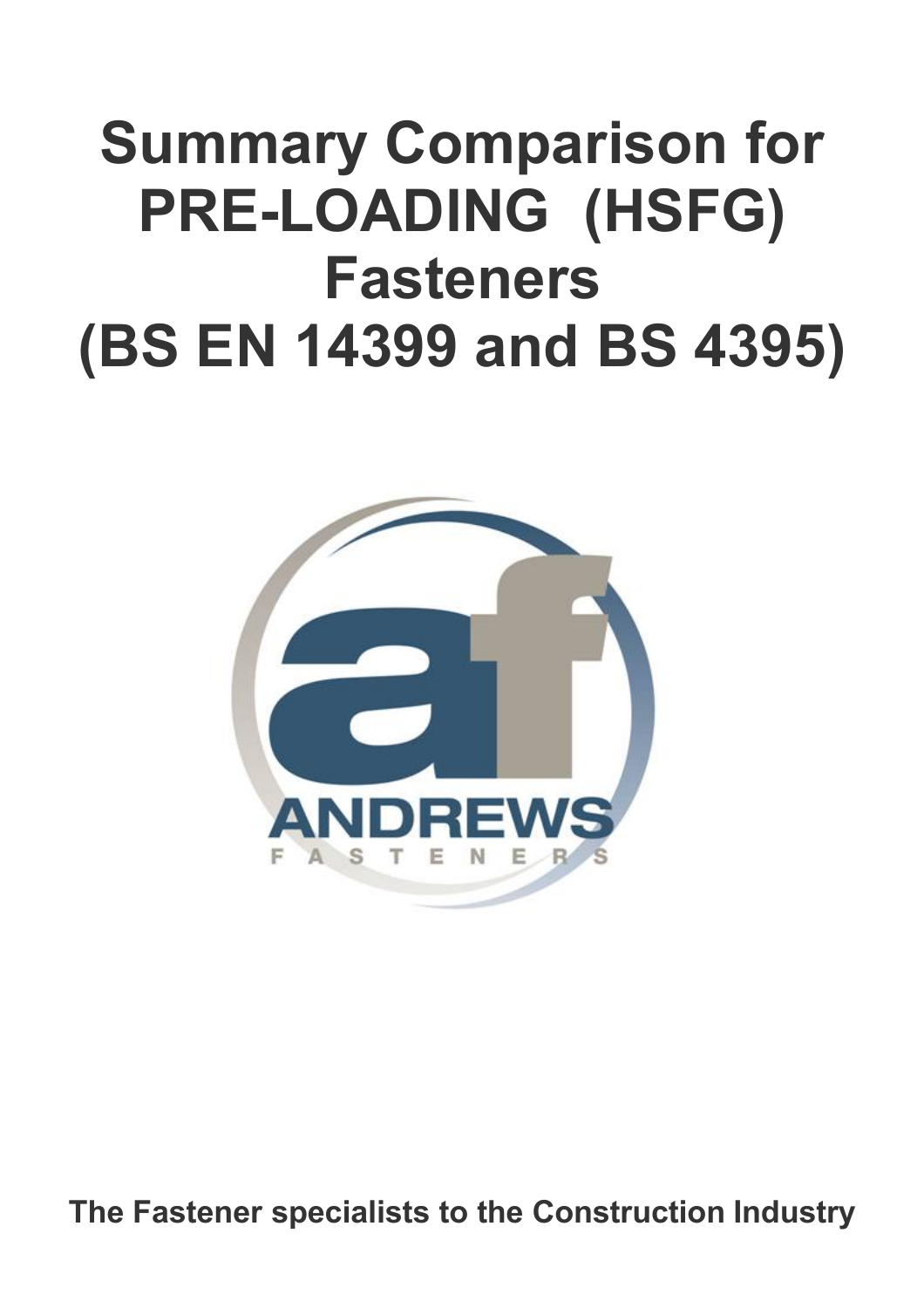# Summary Comparison for PRE-LOADING (HSFG) Fasteners (BS EN 14399 and BS 4395)

ANDREWS FASTENERS

**The Fastener specialists to the Construction Industry**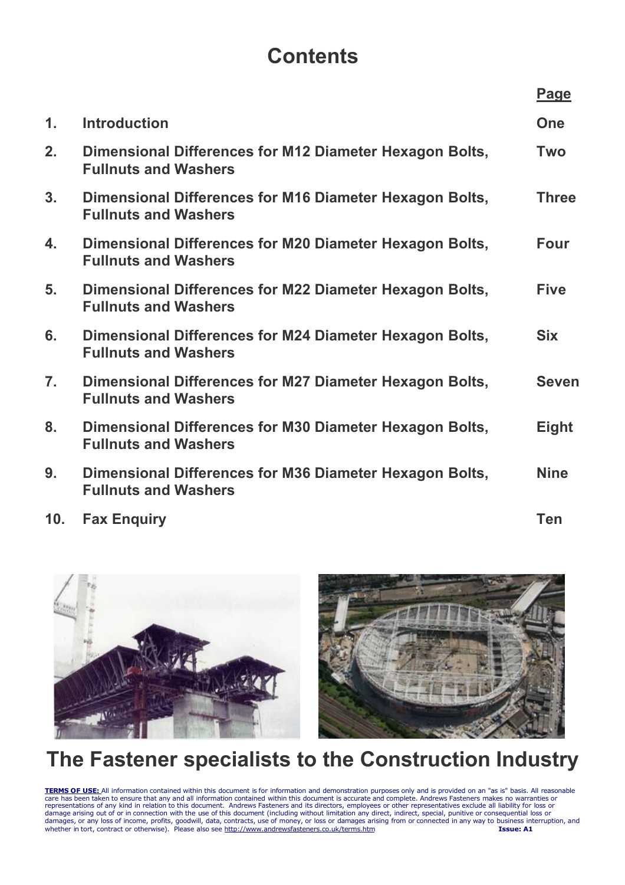# Contents

| | | Page |
|---|---|---|
| 1. | Introduction | One |
| 2. | Dimensional Differences for M12 Diameter Hexagon Bolts, Fullnuts and Washers | Two |
| 3. | Dimensional Differences for M16 Diameter Hexagon Bolts, Fullnuts and Washers | Three |
| 4. | Dimensional Differences for M20 Diameter Hexagon Bolts, Fullnuts and Washers | Four |
| 5. | Dimensional Differences for M22 Diameter Hexagon Bolts, Fullnuts and Washers | Five |
| 6. | Dimensional Differences for M24 Diameter Hexagon Bolts, Fullnuts and Washers | Six |
| 7. | Dimensional Differences for M27 Diameter Hexagon Bolts, Fullnuts and Washers | Seven |
| 8. | Dimensional Differences for M30 Diameter Hexagon Bolts, Fullnuts and Washers | Eight |
| 9. | Dimensional Differences for M36 Diameter Hexagon Bolts, Fullnuts and Washers | Nine |
| 10. | Fax Enquiry | Ten |

## The Fastener specialists to the Construction Industry

**TERMS OF USE:** All information contained within this document is for information and demonstration purposes only and is provided on an "as is" basis. All reasonable care has been taken to ensure that any and all information contained within this document is accurate and complete. Andrews Fasteners makes no warranties or representations of any kind in relation to this document. Andrews Fasteners and its directors, employees or other representatives exclude all liability for loss or damage arising out of or in connection with the use of this document (including without limitation any direct, indirect, special, punitive or consequential loss or damages, or any loss of income, profits, goodwill, data, contracts, use of money, or loss or damages arising from or connected in any way to business interruption, and whether in tort, contract or otherwise). Please also see http://www.andrewsfasteners.co.uk/terms.htm **Issue: A1**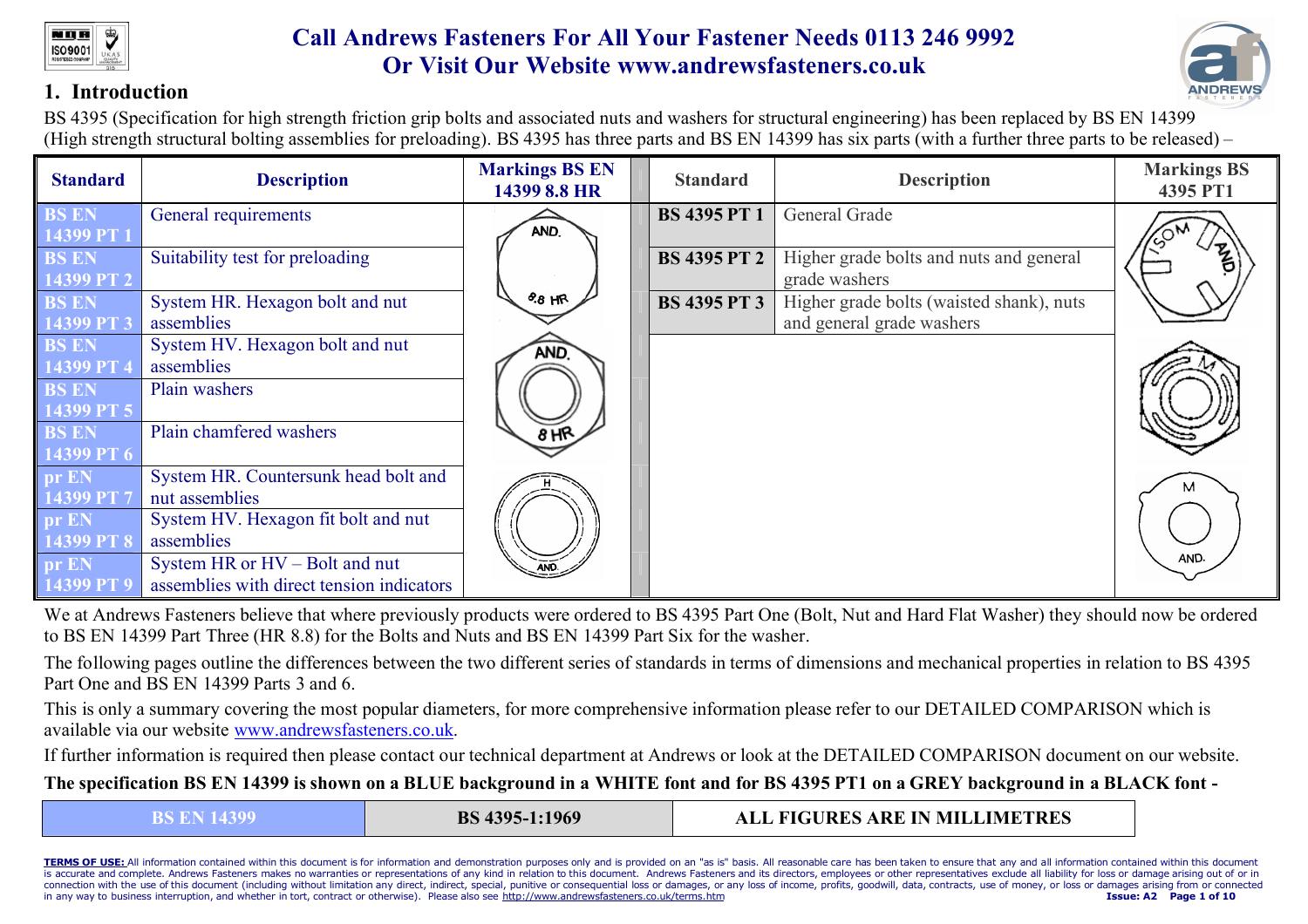**Call Andrews Fasteners For All Your Fastener Needs 0113 246 9992**
**Or Visit Our Website www.andrewsfasteners.co.uk**

## 1. Introduction

BS 4395 (Specification for high strength friction grip bolts and associated nuts and washers for structural engineering) has been replaced by BS EN 14399 (High strength structural bolting assemblies for preloading). BS 4395 has three parts and BS EN 14399 has six parts (with a further three parts to be released) –

| Standard | Description | Markings BS EN 14399 8.8 HR | Standard | Description | Markings BS 4395 PT1 |
|---|---|---|---|---|---|
| BS EN 14399 PT 1 | General requirements | AND. 8.8 HR | BS 4395 PT 1 | General Grade | ISO M AND. |
| BS EN 14399 PT 2 | Suitability test for preloading | | BS 4395 PT 2 | Higher grade bolts and nuts and general grade washers | |
| BS EN 14399 PT 3 | System HR. Hexagon bolt and nut assemblies | | BS 4395 PT 3 | Higher grade bolts (waisted shank), nuts and general grade washers | |
| BS EN 14399 PT 4 | System HV. Hexagon bolt and nut assemblies | AND. 8 HR | | | M |
| BS EN 14399 PT 5 | Plain washers | | | | |
| BS EN 14399 PT 6 | Plain chamfered washers | | | | |
| pr EN 14399 PT 7 | System HR. Countersunk head bolt and nut assemblies | H AND. | | | M AND. |
| pr EN 14399 PT 8 | System HV. Hexagon fit bolt and nut assemblies | | | | |
| pr EN 14399 PT 9 | System HR or HV – Bolt and nut assemblies with direct tension indicators | | | | |

We at Andrews Fasteners believe that where previously products were ordered to BS 4395 Part One (Bolt, Nut and Hard Flat Washer) they should now be ordered to BS EN 14399 Part Three (HR 8.8) for the Bolts and Nuts and BS EN 14399 Part Six for the washer.

The following pages outline the differences between the two different series of standards in terms of dimensions and mechanical properties in relation to BS 4395 Part One and BS EN 14399 Parts 3 and 6.

This is only a summary covering the most popular diameters, for more comprehensive information please refer to our DETAILED COMPARISON which is available via our website www.andrewsfasteners.co.uk.

If further information is required then please contact our technical department at Andrews or look at the DETAILED COMPARISON document on our website.

**The specification BS EN 14399 is shown on a BLUE background in a WHITE font and for BS 4395 PT1 on a GREY background in a BLACK font -**

| BS EN 14399 | BS 4395-1:1969 | ALL FIGURES ARE IN MILLIMETRES |
|---|---|---|

**TERMS OF USE:** All information contained within this document is for information and demonstration purposes only and is provided on an "as is" basis. All reasonable care has been taken to ensure that any and all information contained within this document is accurate and complete. Andrews Fasteners makes no warranties or representations of any kind in relation to this document. Andrews Fasteners and its directors, employees or other representatives exclude all liability for loss or damage arising out of or in connection with the use of this document (including without limitation any direct, indirect, special, punitive or consequential loss or damages, or any loss of income, profits, goodwill, data, contracts, use of money, or loss or damages arising from or connected in any way to business interruption, and whether in tort, contract or otherwise). Please also see http://www.andrewsfasteners.co.uk/terms.htm

Issue: A2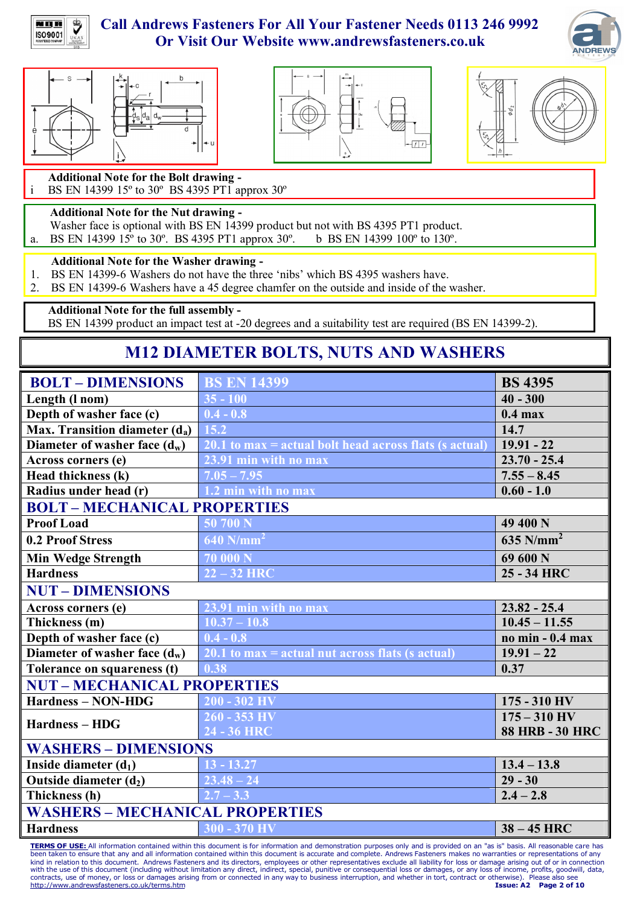Call Andrews Fasteners For All Your Fastener Needs 0113 246 9992
Or Visit Our Website www.andrewsfasteners.co.uk

**Additional Note for the Bolt drawing -**

i BS EN 14399 15º to 30º BS 4395 PT1 approx 30º

**Additional Note for the Nut drawing -**

Washer face is optional with BS EN 14399 product but not with BS 4395 PT1 product.

a. BS EN 14399 15º to 30º. BS 4395 PT1 approx 30º. b BS EN 14399 100º to 130º.

**Additional Note for the Washer drawing -**

1. BS EN 14399-6 Washers do not have the three 'nibs' which BS 4395 washers have.
2. BS EN 14399-6 Washers have a 45 degree chamfer on the outside and inside of the washer.

**Additional Note for the full assembly -**

BS EN 14399 product an impact test at -20 degrees and a suitability test are required (BS EN 14399-2).

# M12 DIAMETER BOLTS, NUTS AND WASHERS

| BOLT – DIMENSIONS | BS EN 14399 | BS 4395 |
|---|---|---|
| Length (l nom) | 35 - 100 | 40 - 300 |
| Depth of washer face (c) | 0.4 - 0.8 | 0.4 max |
| Max. Transition diameter ($d_a$) | 15.2 | 14.7 |
| Diameter of washer face ($d_w$) | 20.1 to max = actual bolt head across flats (s actual) | 19.91 - 22 |
| Across corners (e) | 23.91 min with no max | 23.70 - 25.4 |
| Head thickness (k) | 7.05 – 7.95 | 7.55 – 8.45 |
| Radius under head (r) | 1.2 min with no max | 0.60 - 1.0 |
| **BOLT – MECHANICAL PROPERTIES** | | |
| Proof Load | 50 700 N | 49 400 N |
| 0.2 Proof Stress | 640 N/mm$^2$ | 635 N/mm$^2$ |
| Min Wedge Strength | 70 000 N | 69 600 N |
| Hardness | 22 – 32 HRC | 25 - 34 HRC |
| **NUT – DIMENSIONS** | | |
| Across corners (e) | 23.91 min with no max | 23.82 - 25.4 |
| Thickness (m) | 10.37 – 10.8 | 10.45 – 11.55 |
| Depth of washer face (c) | 0.4 - 0.8 | no min - 0.4 max |
| Diameter of washer face ($d_w$) | 20.1 to max = actual nut across flats (s actual) | 19.91 – 22 |
| Tolerance on squareness (t) | 0.38 | 0.37 |
| **NUT – MECHANICAL PROPERTIES** | | |
| Hardness – NON-HDG | 200 - 302 HV | 175 - 310 HV |
| Hardness – HDG | 260 - 353 HV<br>24 - 36 HRC | 175 – 310 HV<br>88 HRB - 30 HRC |
| **WASHERS – DIMENSIONS** | | |
| Inside diameter ($d_1$) | 13 - 13.27 | 13.4 – 13.8 |
| Outside diameter ($d_2$) | 23.48 – 24 | 29 - 30 |
| Thickness (h) | 2.7 – 3.3 | 2.4 – 2.8 |
| **WASHERS – MECHANICAL PROPERTIES** | | |
| Hardness | 300 - 370 HV | 38 – 45 HRC |

**TERMS OF USE:** All information contained within this document is for information and demonstration purposes only and is provided on an "as is" basis. All reasonable care has been taken to ensure that any and all information contained within this document is accurate and complete. Andrews Fasteners makes no warranties or representations of any kind in relation to this document. Andrews Fasteners and its directors, employees or other representatives exclude all liability for loss or damage arising out of or in connection with the use of this document (including without limitation any direct, indirect, special, punitive or consequential loss or damages, or any loss of income, profits, goodwill, data, contracts, use of money, or loss or damages arising from or connected in any way to business interruption, and whether in tort, contract or otherwise). Please also see http://www.andrewsfasteners.co.uk/terms.htm

Issue: A2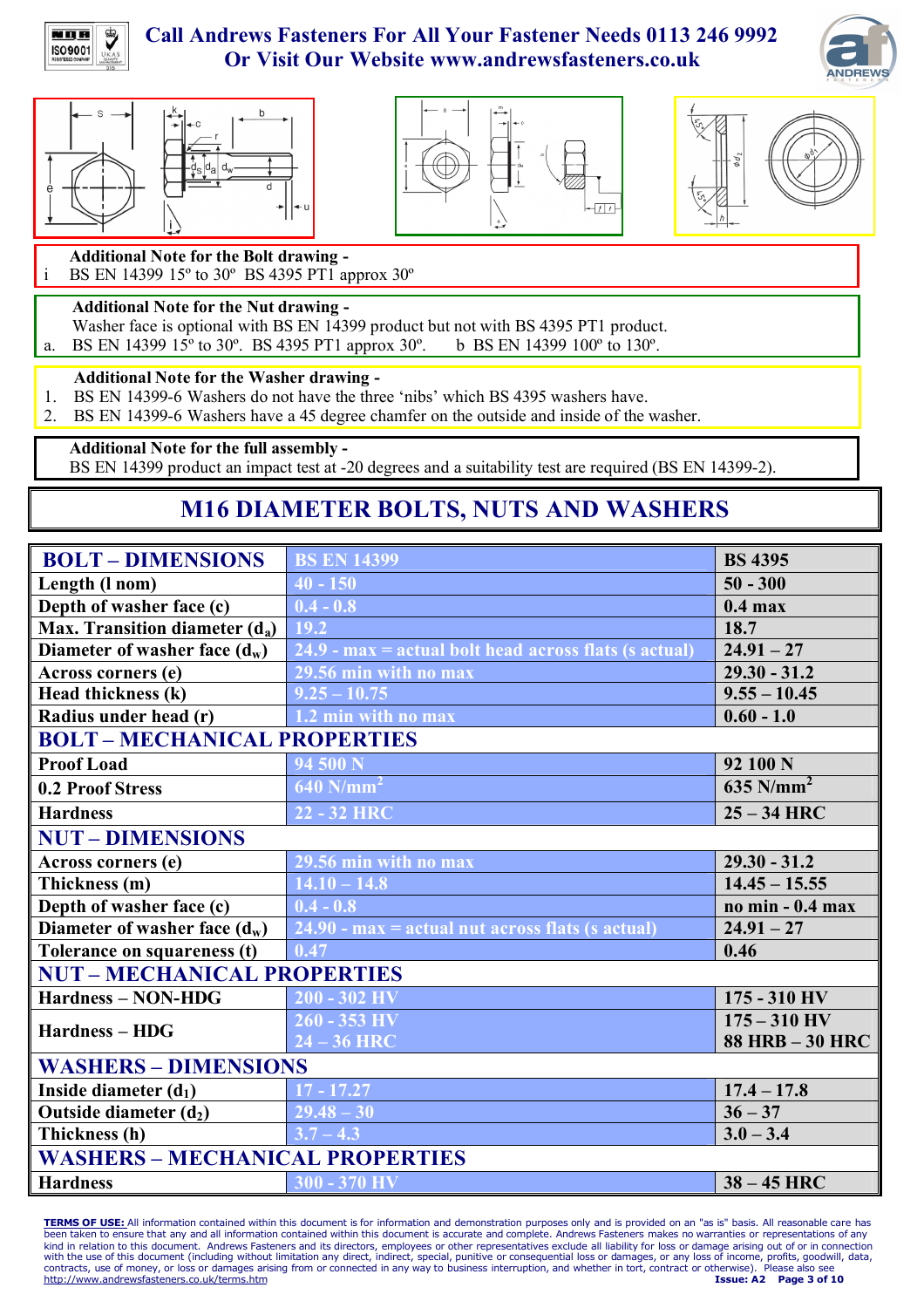Call Andrews Fasteners For All Your Fastener Needs 0113 246 9992
Or Visit Our Website www.andrewsfasteners.co.uk

**Additional Note for the Bolt drawing -**

i BS EN 14399 15º to 30º BS 4395 PT1 approx 30º

**Additional Note for the Nut drawing -**

Washer face is optional with BS EN 14399 product but not with BS 4395 PT1 product.

a. BS EN 14399 15º to 30º. BS 4395 PT1 approx 30º. b BS EN 14399 100º to 130º.

**Additional Note for the Washer drawing -**

1. BS EN 14399-6 Washers do not have the three 'nibs' which BS 4395 washers have.
2. BS EN 14399-6 Washers have a 45 degree chamfer on the outside and inside of the washer.

**Additional Note for the full assembly -**

BS EN 14399 product an impact test at -20 degrees and a suitability test are required (BS EN 14399-2).

# M16 DIAMETER BOLTS, NUTS AND WASHERS

| BOLT – DIMENSIONS | BS EN 14399 | BS 4395 |
|---|---|---|
| Length (l nom) | 40 - 150 | 50 - 300 |
| Depth of washer face (c) | 0.4 - 0.8 | 0.4 max |
| Max. Transition diameter ($d_a$) | 19.2 | 18.7 |
| Diameter of washer face ($d_w$) | 24.9 - max = actual bolt head across flats (s actual) | 24.91 – 27 |
| Across corners (e) | 29.56 min with no max | 29.30 - 31.2 |
| Head thickness (k) | 9.25 – 10.75 | 9.55 – 10.45 |
| Radius under head (r) | 1.2 min with no max | 0.60 - 1.0 |
| **BOLT – MECHANICAL PROPERTIES** | | |
| Proof Load | 94 500 N | 92 100 N |
| 0.2 Proof Stress | 640 N/mm$^2$ | 635 N/mm$^2$ |
| Hardness | 22 - 32 HRC | 25 – 34 HRC |
| **NUT – DIMENSIONS** | | |
| Across corners (e) | 29.56 min with no max | 29.30 - 31.2 |
| Thickness (m) | 14.10 – 14.8 | 14.45 – 15.55 |
| Depth of washer face (c) | 0.4 - 0.8 | no min - 0.4 max |
| Diameter of washer face ($d_w$) | 24.90 - max = actual nut across flats (s actual) | 24.91 – 27 |
| Tolerance on squareness (t) | 0.47 | 0.46 |
| **NUT – MECHANICAL PROPERTIES** | | |
| Hardness – NON-HDG | 200 - 302 HV | 175 - 310 HV |
| Hardness – HDG | 260 - 353 HV<br>24 – 36 HRC | 175 – 310 HV<br>88 HRB – 30 HRC |
| **WASHERS – DIMENSIONS** | | |
| Inside diameter ($d_1$) | 17 - 17.27 | 17.4 – 17.8 |
| Outside diameter ($d_2$) | 29.48 – 30 | 36 – 37 |
| Thickness (h) | 3.7 – 4.3 | 3.0 – 3.4 |
| **WASHERS – MECHANICAL PROPERTIES** | | |
| Hardness | 300 - 370 HV | 38 – 45 HRC |

**TERMS OF USE:** All information contained within this document is for information and demonstration purposes only and is provided on an "as is" basis. All reasonable care has been taken to ensure that any and all information contained within this document is accurate and complete. Andrews Fasteners makes no warranties or representations of any kind in relation to this document. Andrews Fasteners and its directors, employees or other representatives exclude all liability for loss or damage arising out of or in connection with the use of this document (including without limitation any direct, indirect, special, punitive or consequential loss or damages, or any loss of income, profits, goodwill, data, contracts, use of money, or loss or damages arising from or connected in any way to business interruption, and whether in tort, contract or otherwise). Please also see http://www.andrewsfasteners.co.uk/terms.htm

Issue: A2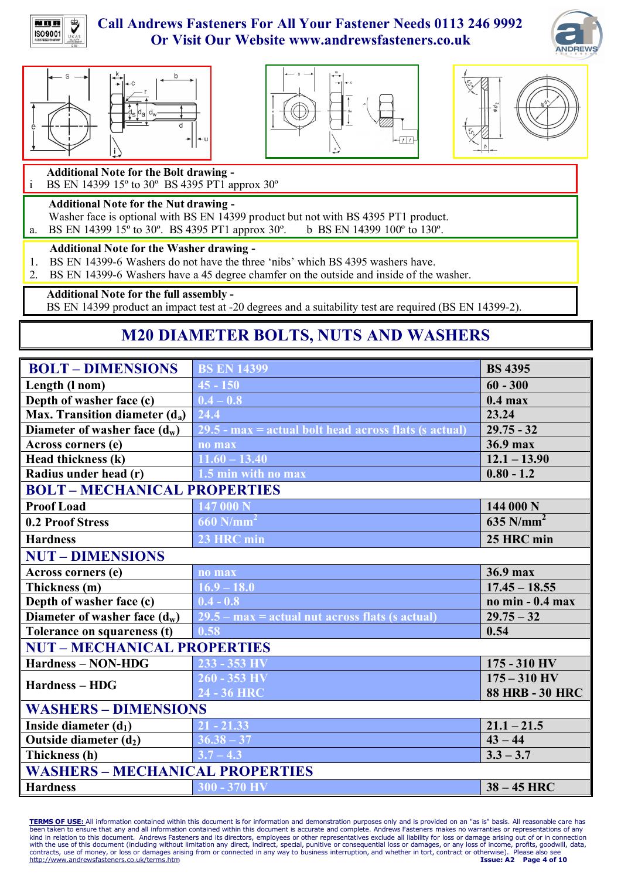**Call Andrews Fasteners For All Your Fastener Needs 0113 246 9992**
**Or Visit Our Website www.andrewsfasteners.co.uk**

**Additional Note for the Bolt drawing -**
i BS EN 14399 15º to 30º BS 4395 PT1 approx 30º

**Additional Note for the Nut drawing -**
Washer face is optional with BS EN 14399 product but not with BS 4395 PT1 product.
a. BS EN 14399 15º to 30º. BS 4395 PT1 approx 30º. b BS EN 14399 100º to 130º.

**Additional Note for the Washer drawing -**

1. BS EN 14399-6 Washers do not have the three 'nibs' which BS 4395 washers have.
2. BS EN 14399-6 Washers have a 45 degree chamfer on the outside and inside of the washer.

**Additional Note for the full assembly -**
BS EN 14399 product an impact test at -20 degrees and a suitability test are required (BS EN 14399-2).

## M20 DIAMETER BOLTS, NUTS AND WASHERS

| BOLT – DIMENSIONS | BS EN 14399 | BS 4395 |
|---|---|---|
| Length (l nom) | 45 - 150 | 60 - 300 |
| Depth of washer face (c) | 0.4 – 0.8 | 0.4 max |
| Max. Transition diameter ($d_a$) | 24.4 | 23.24 |
| Diameter of washer face ($d_w$) | 29.5 - max = actual bolt head across flats (s actual) | 29.75 - 32 |
| Across corners (e) | no max | 36.9 max |
| Head thickness (k) | 11.60 – 13.40 | 12.1 – 13.90 |
| Radius under head (r) | 1.5 min with no max | 0.80 - 1.2 |
| **BOLT – MECHANICAL PROPERTIES** | | |
| Proof Load | 147 000 N | 144 000 N |
| 0.2 Proof Stress | 660 N/mm$^2$ | 635 N/mm$^2$ |
| Hardness | 23 HRC min | 25 HRC min |
| **NUT – DIMENSIONS** | | |
| Across corners (e) | no max | 36.9 max |
| Thickness (m) | 16.9 – 18.0 | 17.45 – 18.55 |
| Depth of washer face (c) | 0.4 - 0.8 | no min - 0.4 max |
| Diameter of washer face ($d_w$) | 29.5 – max = actual nut across flats (s actual) | 29.75 – 32 |
| Tolerance on squareness (t) | 0.58 | 0.54 |
| **NUT – MECHANICAL PROPERTIES** | | |
| Hardness – NON-HDG | 233 - 353 HV | 175 - 310 HV |
| Hardness – HDG | 260 - 353 HV<br>24 - 36 HRC | 175 – 310 HV<br>88 HRB - 30 HRC |
| **WASHERS – DIMENSIONS** | | |
| Inside diameter ($d_1$) | 21 - 21.33 | 21.1 – 21.5 |
| Outside diameter ($d_2$) | 36.38 – 37 | 43 – 44 |
| Thickness (h) | 3.7 – 4.3 | 3.3 – 3.7 |
| **WASHERS – MECHANICAL PROPERTIES** | | |
| Hardness | 300 - 370 HV | 38 – 45 HRC |

**TERMS OF USE:** All information contained within this document is for information and demonstration purposes only and is provided on an "as is" basis. All reasonable care has been taken to ensure that any and all information contained within this document is accurate and complete. Andrews Fasteners makes no warranties or representations of any kind in relation to this document. Andrews Fasteners and its directors, employees or other representatives exclude all liability for loss or damage arising out of or in connection with the use of this document (including without limitation any direct, indirect, special, punitive or consequential loss or damages, or any loss of income, profits, goodwill, data, contracts, use of money, or loss or damages arising from or connected in any way to business interruption, and whether in tort, contract or otherwise). Please also see http://www.andrewsfasteners.co.uk/terms.htm

Issue: A2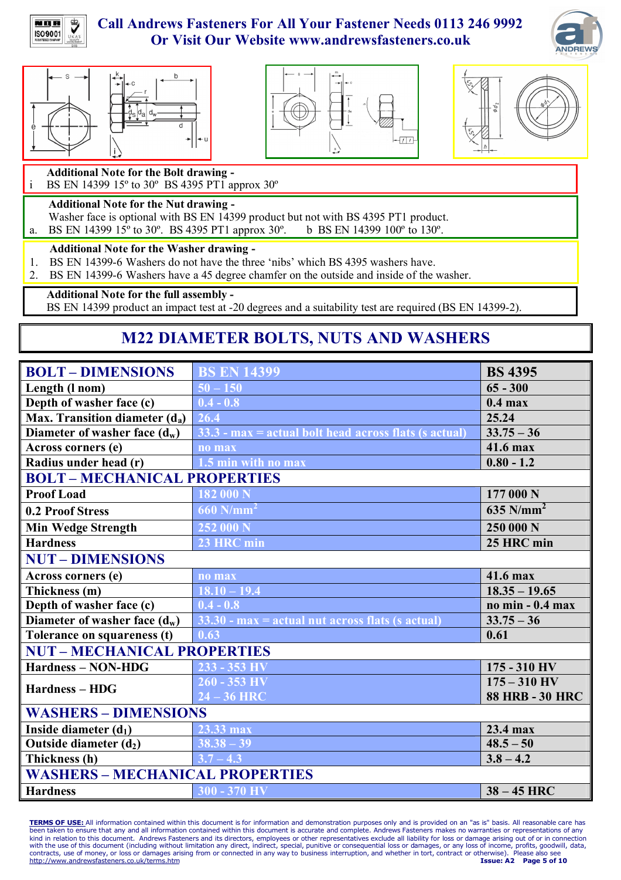**Additional Note for the Bolt drawing -**

i  BS EN 14399 15º to 30º  BS 4395 PT1 approx 30º

**Additional Note for the Nut drawing -**

Washer face is optional with BS EN 14399 product but not with BS 4395 PT1 product.

a.  BS EN 14399 15º to 30º.  BS 4395 PT1 approx 30º.  b  BS EN 14399 100º to 130º.

**Additional Note for the Washer drawing -**

1. BS EN 14399-6 Washers do not have the three 'nibs' which BS 4395 washers have.
2. BS EN 14399-6 Washers have a 45 degree chamfer on the outside and inside of the washer.

**Additional Note for the full assembly -**

BS EN 14399 product an impact test at -20 degrees and a suitability test are required (BS EN 14399-2).

# M22 DIAMETER BOLTS, NUTS AND WASHERS

| BOLT – DIMENSIONS | BS EN 14399 | BS 4395 |
|---|---|---|
| Length (l nom) | 50 – 150 | 65 - 300 |
| Depth of washer face (c) | 0.4 - 0.8 | 0.4 max |
| Max. Transition diameter ($d_a$) | 26.4 | 25.24 |
| Diameter of washer face ($d_w$) | 33.3 - max = actual bolt head across flats (s actual) | 33.75 – 36 |
| Across corners (e) | no max | 41.6 max |
| Radius under head (r) | 1.5 min with no max | 0.80 - 1.2 |
| **BOLT – MECHANICAL PROPERTIES** | | |
| Proof Load | 182 000 N | 177 000 N |
| 0.2 Proof Stress | 660 N/mm$^2$ | 635 N/mm$^2$ |
| Min Wedge Strength | 252 000 N | 250 000 N |
| Hardness | 23 HRC min | 25 HRC min |
| **NUT – DIMENSIONS** | | |
| Across corners (e) | no max | 41.6 max |
| Thickness (m) | 18.10 – 19.4 | 18.35 – 19.65 |
| Depth of washer face (c) | 0.4 - 0.8 | no min - 0.4 max |
| Diameter of washer face ($d_w$) | 33.30 - max = actual nut across flats (s actual) | 33.75 – 36 |
| Tolerance on squareness (t) | 0.63 | 0.61 |
| **NUT – MECHANICAL PROPERTIES** | | |
| Hardness – NON-HDG | 233 - 353 HV | 175 - 310 HV |
| Hardness – HDG | 260 - 353 HV<br>24 – 36 HRC | 175 – 310 HV<br>88 HRB - 30 HRC |
| **WASHERS – DIMENSIONS** | | |
| Inside diameter ($d_1$) | 23.33 max | 23.4 max |
| Outside diameter ($d_2$) | 38.38 – 39 | 48.5 – 50 |
| Thickness (h) | 3.7 – 4.3 | 3.8 – 4.2 |
| **WASHERS – MECHANICAL PROPERTIES** | | |
| Hardness | 300 - 370 HV | 38 – 45 HRC |

**TERMS OF USE:** All information contained within this document is for information and demonstration purposes only and is provided on an "as is" basis. All reasonable care has been taken to ensure that any and all information contained within this document is accurate and complete. Andrews Fasteners makes no warranties or representations of any kind in relation to this document. Andrews Fasteners and its directors, employees or other representatives exclude all liability for loss or damage arising out of or in connection with the use of this document (including without limitation any direct, indirect, special, punitive or consequential loss or damages, or any loss of income, profits, goodwill, data, contracts, use of money, or loss or damages arising from or connected in any way to business interruption, and whether in tort, contract or otherwise). Please also see http://www.andrewsfasteners.co.uk/terms.htm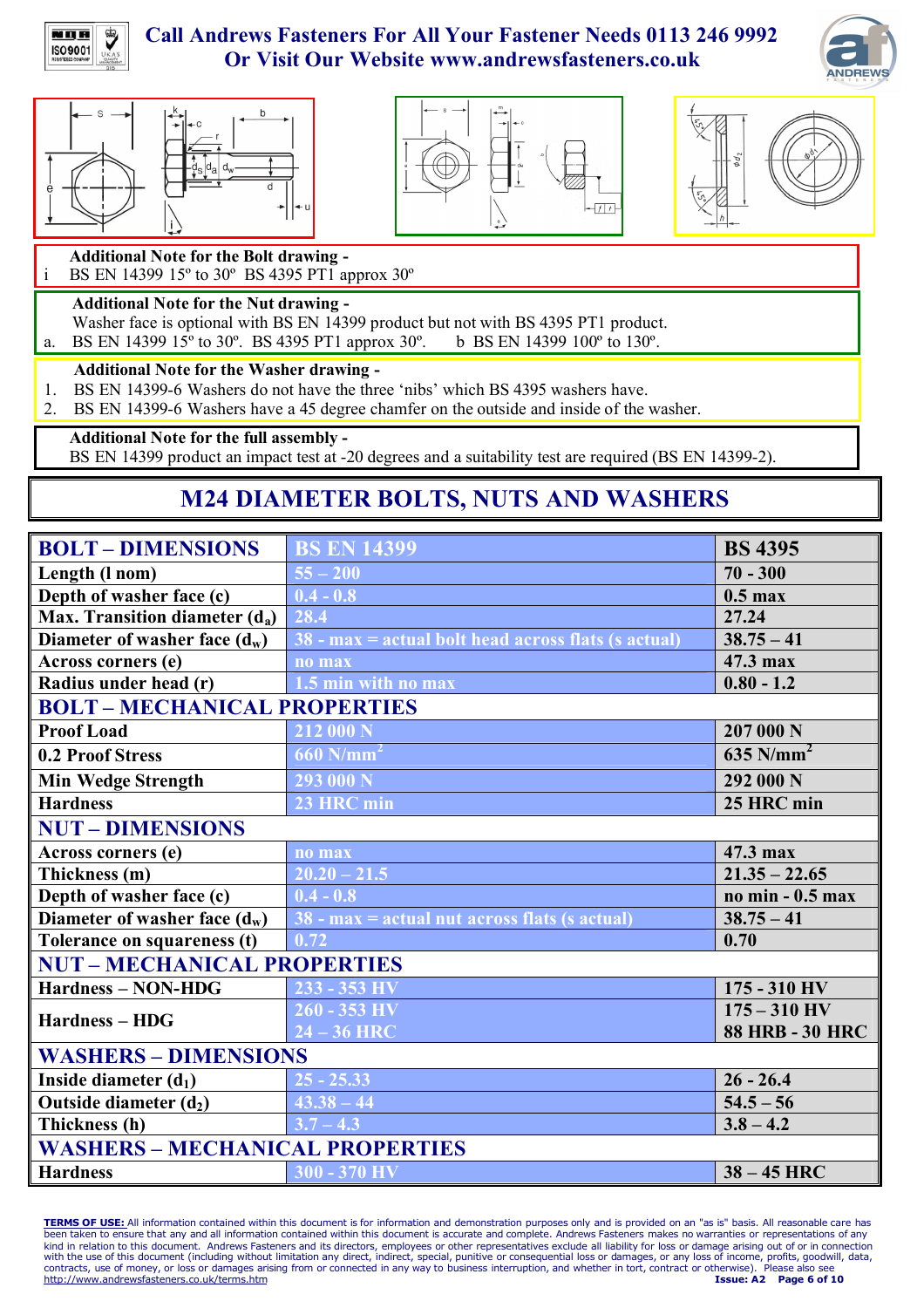**Additional Note for the Bolt drawing -**

i BS EN 14399 15º to 30º BS 4395 PT1 approx 30º

**Additional Note for the Nut drawing -**

Washer face is optional with BS EN 14399 product but not with BS 4395 PT1 product.

a. BS EN 14399 15º to 30º. BS 4395 PT1 approx 30º. b BS EN 14399 100º to 130º.

**Additional Note for the Washer drawing -**

1. BS EN 14399-6 Washers do not have the three 'nibs' which BS 4395 washers have.
2. BS EN 14399-6 Washers have a 45 degree chamfer on the outside and inside of the washer.

**Additional Note for the full assembly -**

BS EN 14399 product an impact test at -20 degrees and a suitability test are required (BS EN 14399-2).

# M24 DIAMETER BOLTS, NUTS AND WASHERS

| BOLT – DIMENSIONS | BS EN 14399 | BS 4395 |
|---|---|---|
| Length (l nom) | 55 – 200 | 70 - 300 |
| Depth of washer face (c) | 0.4 - 0.8 | 0.5 max |
| Max. Transition diameter ($d_a$) | 28.4 | 27.24 |
| Diameter of washer face ($d_w$) | 38 - max = actual bolt head across flats (s actual) | 38.75 – 41 |
| Across corners (e) | no max | 47.3 max |
| Radius under head (r) | 1.5 min with no max | 0.80 - 1.2 |
| **BOLT – MECHANICAL PROPERTIES** | | |
| Proof Load | 212 000 N | 207 000 N |
| 0.2 Proof Stress | 660 N/mm$^2$ | 635 N/mm$^2$ |
| Min Wedge Strength | 293 000 N | 292 000 N |
| Hardness | 23 HRC min | 25 HRC min |
| **NUT – DIMENSIONS** | | |
| Across corners (e) | no max | 47.3 max |
| Thickness (m) | 20.20 – 21.5 | 21.35 – 22.65 |
| Depth of washer face (c) | 0.4 - 0.8 | no min - 0.5 max |
| Diameter of washer face ($d_w$) | 38 - max = actual nut across flats (s actual) | 38.75 – 41 |
| Tolerance on squareness (t) | 0.72 | 0.70 |
| **NUT – MECHANICAL PROPERTIES** | | |
| Hardness – NON-HDG | 233 - 353 HV | 175 - 310 HV |
| Hardness – HDG | 260 - 353 HV<br>24 – 36 HRC | 175 – 310 HV<br>88 HRB - 30 HRC |
| **WASHERS – DIMENSIONS** | | |
| Inside diameter ($d_1$) | 25 - 25.33 | 26 - 26.4 |
| Outside diameter ($d_2$) | 43.38 – 44 | 54.5 – 56 |
| Thickness (h) | 3.7 – 4.3 | 3.8 – 4.2 |
| **WASHERS – MECHANICAL PROPERTIES** | | |
| Hardness | 300 - 370 HV | 38 – 45 HRC |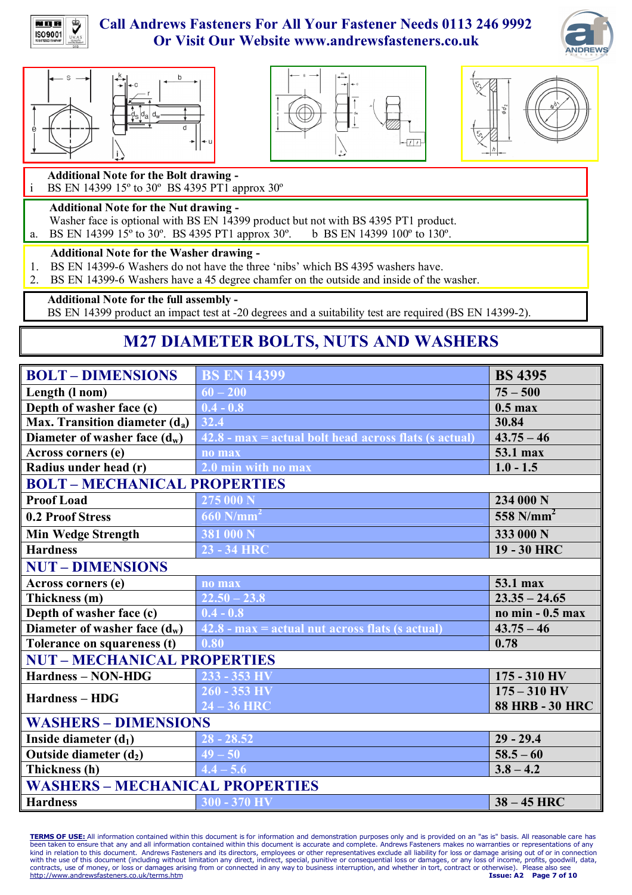Call Andrews Fasteners For All Your Fastener Needs 0113 246 9992
Or Visit Our Website www.andrewsfasteners.co.uk

**Additional Note for the Bolt drawing -**
i BS EN 14399 15º to 30º BS 4395 PT1 approx 30º

**Additional Note for the Nut drawing -**
Washer face is optional with BS EN 14399 product but not with BS 4395 PT1 product.
a. BS EN 14399 15º to 30º. BS 4395 PT1 approx 30º. b BS EN 14399 100º to 130º.

**Additional Note for the Washer drawing -**
1. BS EN 14399-6 Washers do not have the three 'nibs' which BS 4395 washers have.
2. BS EN 14399-6 Washers have a 45 degree chamfer on the outside and inside of the washer.

**Additional Note for the full assembly -**
BS EN 14399 product an impact test at -20 degrees and a suitability test are required (BS EN 14399-2).

## M27 DIAMETER BOLTS, NUTS AND WASHERS

| BOLT – DIMENSIONS | BS EN 14399 | BS 4395 |
|---|---|---|
| Length (l nom) | 60 – 200 | 75 – 500 |
| Depth of washer face (c) | 0.4 - 0.8 | 0.5 max |
| Max. Transition diameter ($d_a$) | 32.4 | 30.84 |
| Diameter of washer face ($d_w$) | 42.8 - max = actual bolt head across flats (s actual) | 43.75 – 46 |
| Across corners (e) | no max | 53.1 max |
| Radius under head (r) | 2.0 min with no max | 1.0 - 1.5 |
| **BOLT – MECHANICAL PROPERTIES** | | |
| Proof Load | 275 000 N | 234 000 N |
| 0.2 Proof Stress | 660 N/mm$^2$ | 558 N/mm$^2$ |
| Min Wedge Strength | 381 000 N | 333 000 N |
| Hardness | 23 - 34 HRC | 19 - 30 HRC |
| **NUT – DIMENSIONS** | | |
| Across corners (e) | no max | 53.1 max |
| Thickness (m) | 22.50 – 23.8 | 23.35 – 24.65 |
| Depth of washer face (c) | 0.4 - 0.8 | no min - 0.5 max |
| Diameter of washer face ($d_w$) | 42.8 - max = actual nut across flats (s actual) | 43.75 – 46 |
| Tolerance on squareness (t) | 0.80 | 0.78 |
| **NUT – MECHANICAL PROPERTIES** | | |
| Hardness – NON-HDG | 233 - 353 HV | 175 - 310 HV |
| Hardness – HDG | 260 - 353 HV<br>24 – 36 HRC | 175 – 310 HV<br>88 HRB - 30 HRC |
| **WASHERS – DIMENSIONS** | | |
| Inside diameter ($d_1$) | 28 - 28.52 | 29 - 29.4 |
| Outside diameter ($d_2$) | 49 – 50 | 58.5 – 60 |
| Thickness (h) | 4.4 – 5.6 | 3.8 – 4.2 |
| **WASHERS – MECHANICAL PROPERTIES** | | |
| Hardness | 300 - 370 HV | 38 – 45 HRC |

**TERMS OF USE:** All information contained within this document is for information and demonstration purposes only and is provided on an "as is" basis. All reasonable care has been taken to ensure that any and all information contained within this document is accurate and complete. Andrews Fasteners makes no warranties or representations of any kind in relation to this document. Andrews Fasteners and its directors, employees or other representatives exclude all liability for loss or damage arising out of or in connection with the use of this document (including without limitation any direct, indirect, special, punitive or consequential loss or damages, or any loss of income, profits, goodwill, data, contracts, use of money, or loss or damages arising from or connected in any way to business interruption, and whether in tort, contract or otherwise). Please also see http://www.andrewsfasteners.co.uk/terms.htm

Issue: A2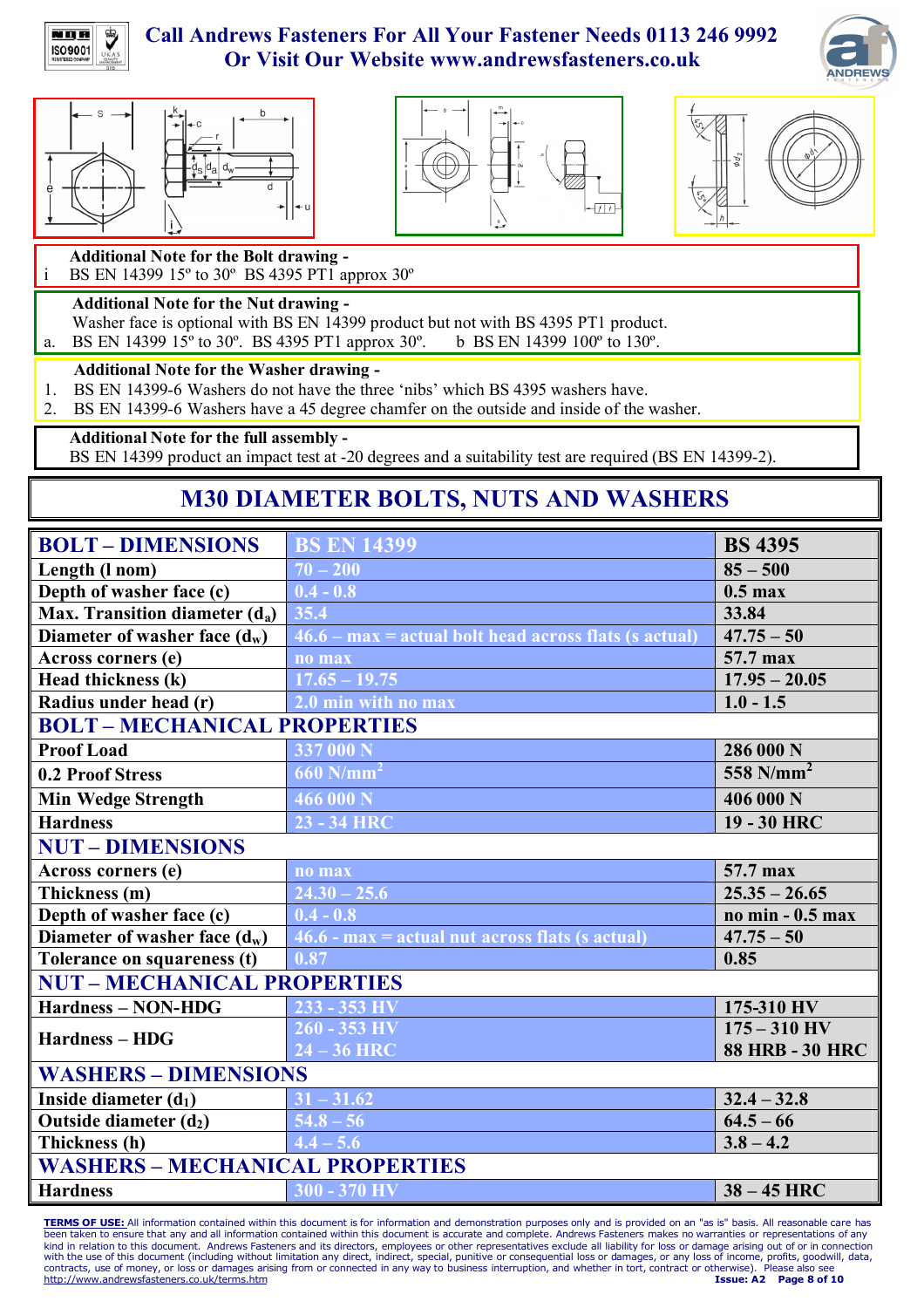Call Andrews Fasteners For All Your Fastener Needs 0113 246 9992
Or Visit Our Website www.andrewsfasteners.co.uk

**Additional Note for the Bolt drawing -**
i BS EN 14399 15º to 30º BS 4395 PT1 approx 30º

**Additional Note for the Nut drawing -**
Washer face is optional with BS EN 14399 product but not with BS 4395 PT1 product.
a. BS EN 14399 15º to 30º. BS 4395 PT1 approx 30º. b BS EN 14399 100º to 130º.

**Additional Note for the Washer drawing -**
1. BS EN 14399-6 Washers do not have the three 'nibs' which BS 4395 washers have.
2. BS EN 14399-6 Washers have a 45 degree chamfer on the outside and inside of the washer.

**Additional Note for the full assembly -**
BS EN 14399 product an impact test at -20 degrees and a suitability test are required (BS EN 14399-2).

## M30 DIAMETER BOLTS, NUTS AND WASHERS

| BOLT – DIMENSIONS | BS EN 14399 | BS 4395 |
|---|---|---|
| Length (l nom) | 70 – 200 | 85 – 500 |
| Depth of washer face (c) | 0.4 - 0.8 | 0.5 max |
| Max. Transition diameter ($d_a$) | 35.4 | 33.84 |
| Diameter of washer face ($d_w$) | 46.6 – max = actual bolt head across flats (s actual) | 47.75 – 50 |
| Across corners (e) | no max | 57.7 max |
| Head thickness (k) | 17.65 – 19.75 | 17.95 – 20.05 |
| Radius under head (r) | 2.0 min with no max | 1.0 - 1.5 |
| **BOLT – MECHANICAL PROPERTIES** | | |
| Proof Load | 337 000 N | 286 000 N |
| 0.2 Proof Stress | 660 N/mm$^2$ | 558 N/mm$^2$ |
| Min Wedge Strength | 466 000 N | 406 000 N |
| Hardness | 23 - 34 HRC | 19 - 30 HRC |
| **NUT – DIMENSIONS** | | |
| Across corners (e) | no max | 57.7 max |
| Thickness (m) | 24.30 – 25.6 | 25.35 – 26.65 |
| Depth of washer face (c) | 0.4 - 0.8 | no min - 0.5 max |
| Diameter of washer face ($d_w$) | 46.6 - max = actual nut across flats (s actual) | 47.75 – 50 |
| Tolerance on squareness (t) | 0.87 | 0.85 |
| **NUT – MECHANICAL PROPERTIES** | | |
| Hardness – NON-HDG | 233 - 353 HV | 175-310 HV |
| Hardness – HDG | 260 - 353 HV<br>24 – 36 HRC | 175 – 310 HV<br>88 HRB - 30 HRC |
| **WASHERS – DIMENSIONS** | | |
| Inside diameter ($d_1$) | 31 – 31.62 | 32.4 – 32.8 |
| Outside diameter ($d_2$) | 54.8 – 56 | 64.5 – 66 |
| Thickness (h) | 4.4 – 5.6 | 3.8 – 4.2 |
| **WASHERS – MECHANICAL PROPERTIES** | | |
| Hardness | 300 - 370 HV | 38 – 45 HRC |

**TERMS OF USE:** All information contained within this document is for information and demonstration purposes only and is provided on an "as is" basis. All reasonable care has been taken to ensure that any and all information contained within this document is accurate and complete. Andrews Fasteners makes no warranties or representations of any kind in relation to this document. Andrews Fasteners and its directors, employees or other representatives exclude all liability for loss or damage arising out of or in connection with the use of this document (including without limitation any direct, indirect, special, punitive or consequential loss or damages, or any loss of income, profits, goodwill, data, contracts, use of money, or loss or damages arising from or connected in any way to business interruption, and whether in tort, contract or otherwise). Please also see http://www.andrewsfasteners.co.uk/terms.htm

Issue: A2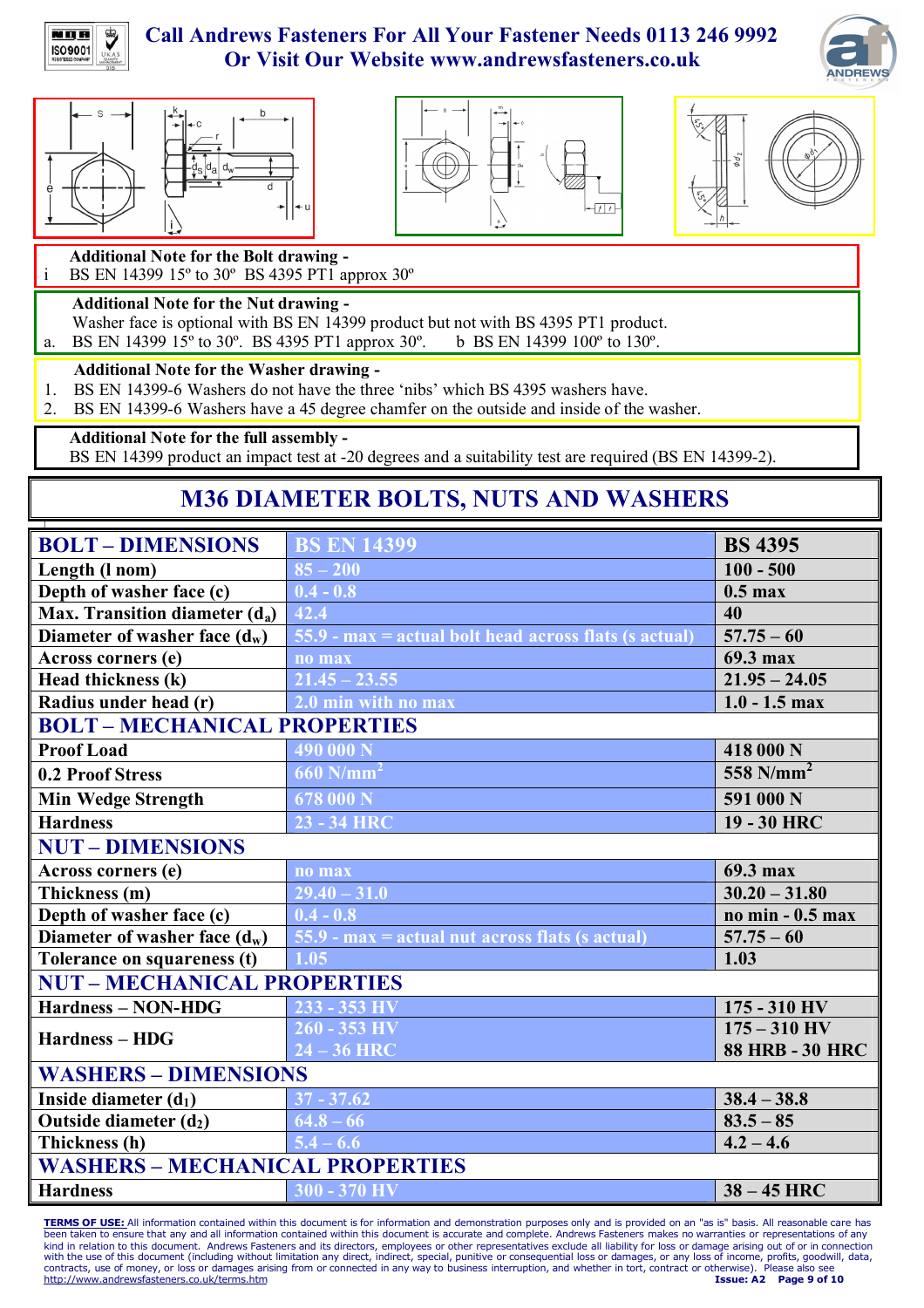Additional Note for the Bolt drawing -

i BS EN 14399 15º to 30º BS 4395 PT1 approx 30º

Additional Note for the Nut drawing -

Washer face is optional with BS EN 14399 product but not with BS 4395 PT1 product.

a. BS EN 14399 15º to 30º. BS 4395 PT1 approx 30º. b BS EN 14399 100º to 130º.

Additional Note for the Washer drawing -

1. BS EN 14399-6 Washers do not have the three 'nibs' which BS 4395 washers have.
2. BS EN 14399-6 Washers have a 45 degree chamfer on the outside and inside of the washer.

Additional Note for the full assembly -

BS EN 14399 product an impact test at -20 degrees and a suitability test are required (BS EN 14399-2).

# M36 DIAMETER BOLTS, NUTS AND WASHERS

| BOLT – DIMENSIONS | BS EN 14399 | BS 4395 |
|---|---|---|
| Length (l nom) | 85 – 200 | 100 - 500 |
| Depth of washer face (c) | 0.4 - 0.8 | 0.5 max |
| Max. Transition diameter ($d_a$) | 42.4 | 40 |
| Diameter of washer face ($d_w$) | 55.9 - max = actual bolt head across flats (s actual) | 57.75 – 60 |
| Across corners (e) | no max | 69.3 max |
| Head thickness (k) | 21.45 – 23.55 | 21.95 – 24.05 |
| Radius under head (r) | 2.0 min with no max | 1.0 - 1.5 max |
| **BOLT – MECHANICAL PROPERTIES** | | |
| Proof Load | 490 000 N | 418 000 N |
| 0.2 Proof Stress | 660 N/mm$^2$ | 558 N/mm$^2$ |
| Min Wedge Strength | 678 000 N | 591 000 N |
| Hardness | 23 - 34 HRC | 19 - 30 HRC |
| **NUT – DIMENSIONS** | | |
| Across corners (e) | no max | 69.3 max |
| Thickness (m) | 29.40 – 31.0 | 30.20 – 31.80 |
| Depth of washer face (c) | 0.4 - 0.8 | no min - 0.5 max |
| Diameter of washer face ($d_w$) | 55.9 - max = actual nut across flats (s actual) | 57.75 – 60 |
| Tolerance on squareness (t) | 1.05 | 1.03 |
| **NUT – MECHANICAL PROPERTIES** | | |
| Hardness – NON-HDG | 233 - 353 HV | 175 - 310 HV |
| Hardness – HDG | 260 - 353 HV<br>24 – 36 HRC | 175 – 310 HV<br>88 HRB - 30 HRC |
| **WASHERS – DIMENSIONS** | | |
| Inside diameter ($d_1$) | 37 - 37.62 | 38.4 – 38.8 |
| Outside diameter ($d_2$) | 64.8 – 66 | 83.5 – 85 |
| Thickness (h) | 5.4 – 6.6 | 4.2 – 4.6 |
| **WASHERS – MECHANICAL PROPERTIES** | | |
| Hardness | 300 - 370 HV | 38 – 45 HRC |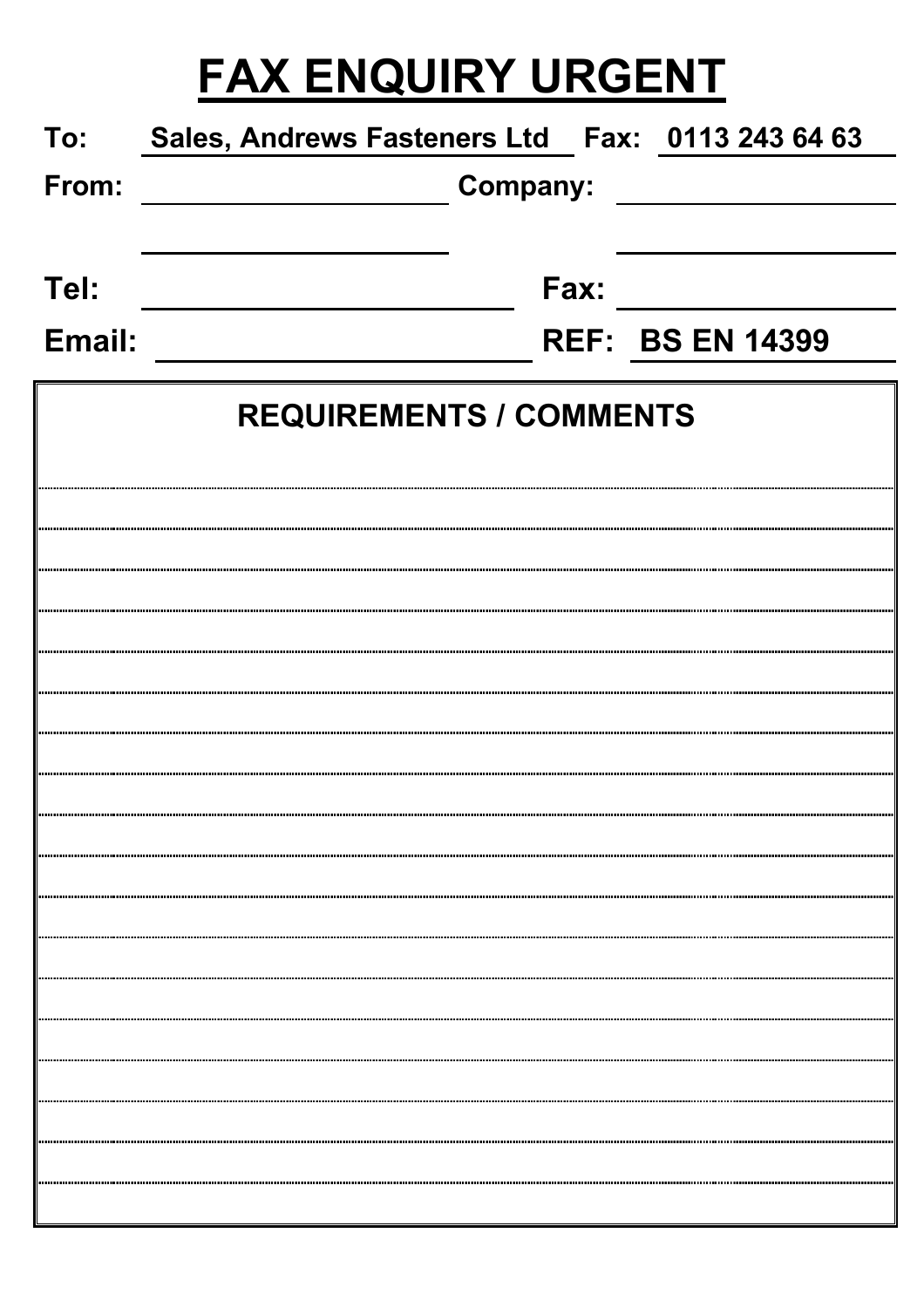# FAX ENQUIRY URGENT

**To:** Sales, Andrews Fasteners Ltd **Fax:** 0113 243 64 63

**From:** **Company:**

**Tel:** **Fax:**

**Email:** **REF:** BS EN 14399

## REQUIREMENTS / COMMENTS